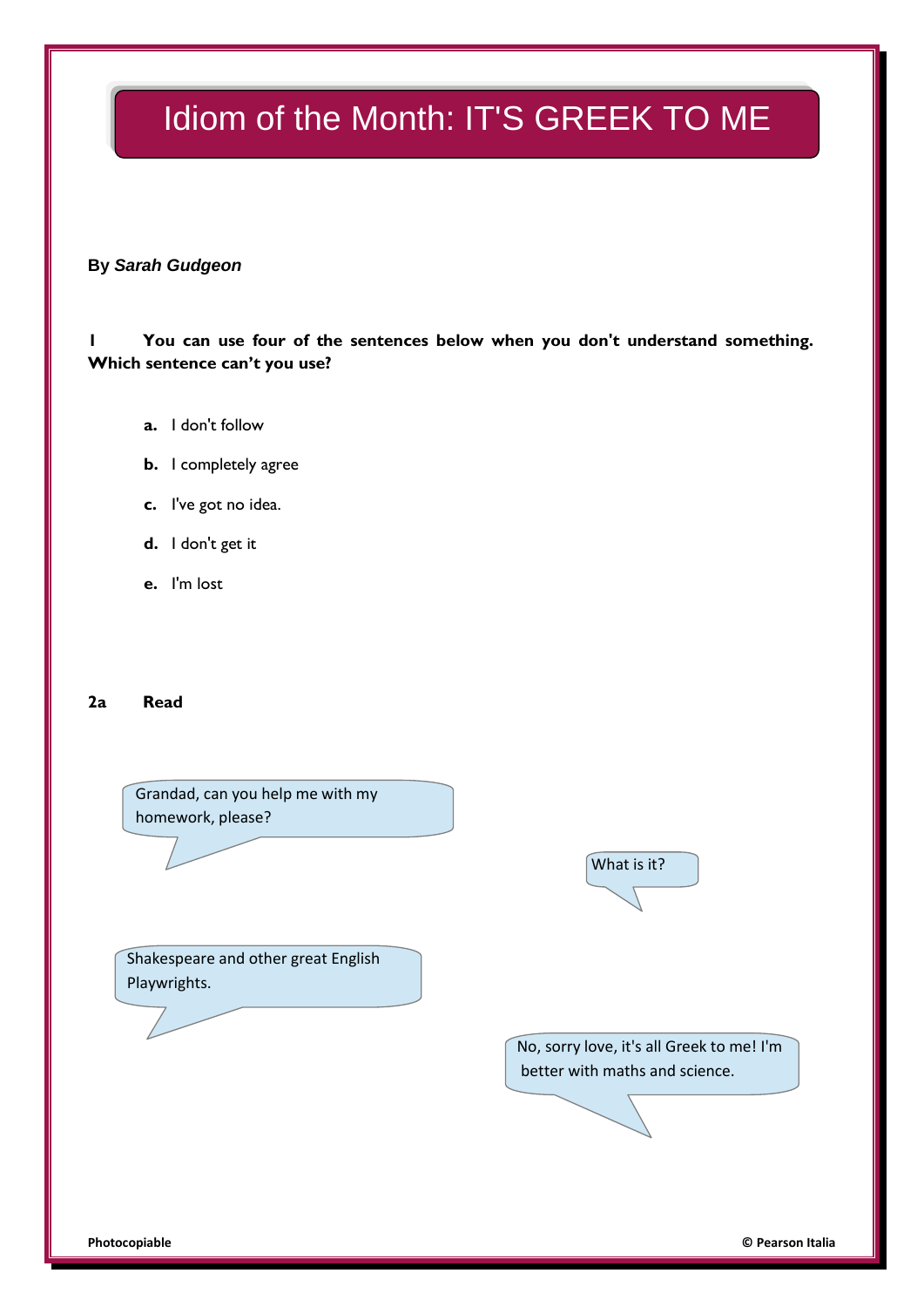# Idiom of the Month: IT'S GREEK TO ME

**By *Sarah Gudgeon***

**1 You can use four of the sentences below when you don't understand something. Which sentence can't you use?**

- **a.** I don't follow
- **b.** I completely agree
- **c.** I've got no idea.
- **d.** I don't get it
- **e.** I'm lost

**2a Read**

Grandad, can you help me with my homework, please?

What is it?

Shakespeare and other great English Playwrights.

No, sorry love, it's all Greek to me! I'm better with maths and science.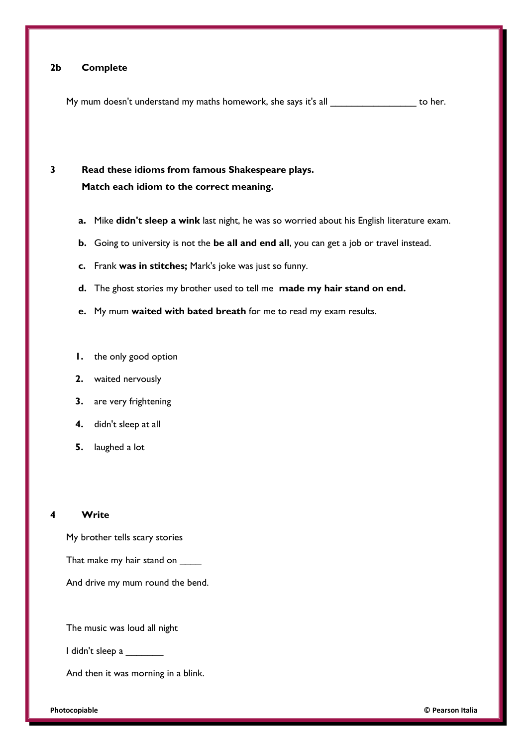**2b Complete**

My mum doesn't understand my maths homework, she says it's all ________________ to her.

**3 Read these idioms from famous Shakespeare plays.**
**Match each idiom to the correct meaning.**

**a.** Mike **didn't sleep a wink** last night, he was so worried about his English literature exam.

**b.** Going to university is not the **be all and end all**, you can get a job or travel instead.

**c.** Frank **was in stitches;** Mark's joke was just so funny.

**d.** The ghost stories my brother used to tell me **made my hair stand on end.**

**e.** My mum **waited with bated breath** for me to read my exam results.

**1.** the only good option

**2.** waited nervously

**3.** are very frightening

**4.** didn't sleep at all

**5.** laughed a lot

**4 Write**

My brother tells scary stories

That make my hair stand on ____

And drive my mum round the bend.

The music was loud all night

I didn't sleep a _______

And then it was morning in a blink.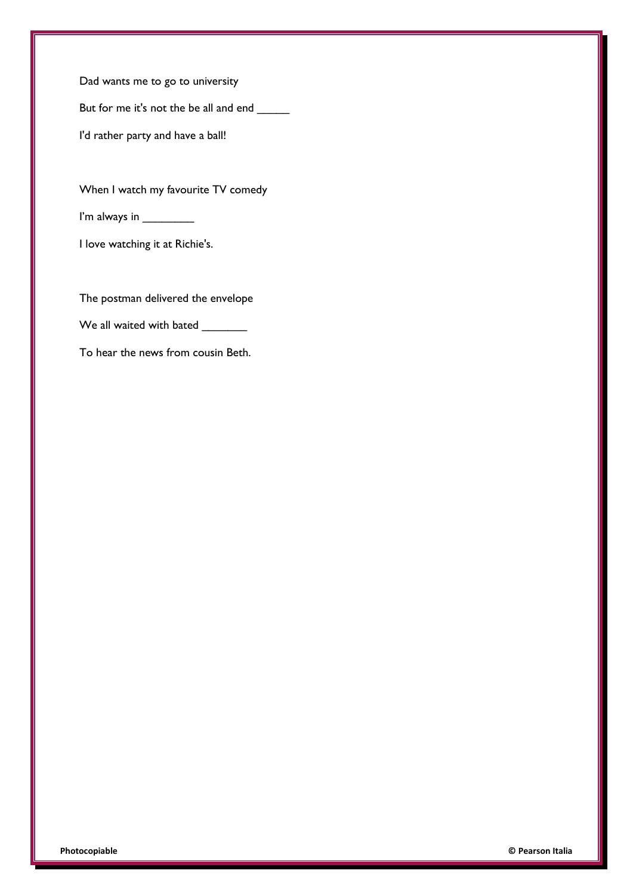Dad wants me to go to university

But for me it's not the be all and end _____

I'd rather party and have a ball!

When I watch my favourite TV comedy

I'm always in ________

I love watching it at Richie's.

The postman delivered the envelope

We all waited with bated _______

To hear the news from cousin Beth.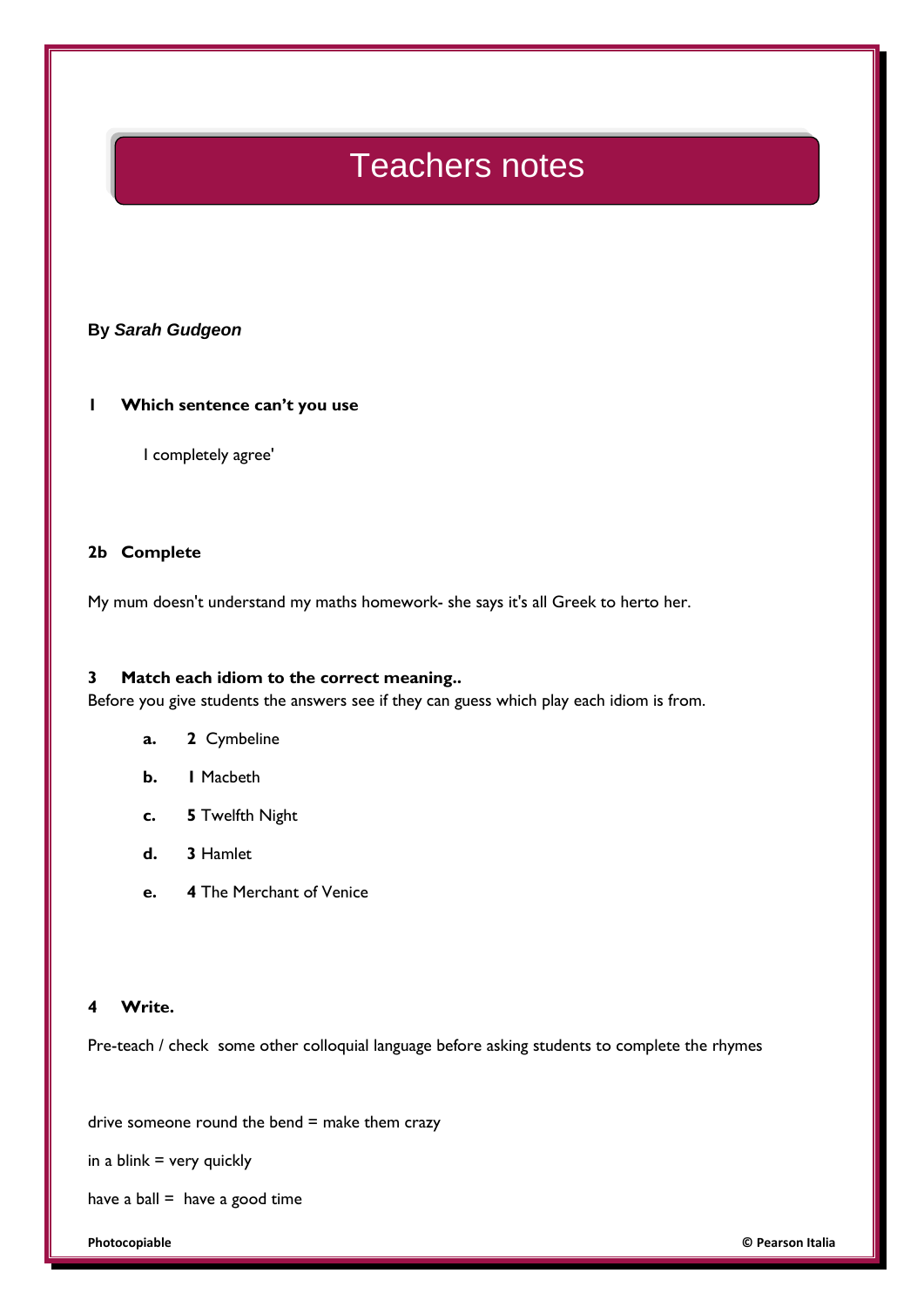# Teachers notes

**By *Sarah Gudgeon***

**1 Which sentence can't you use**

I completely agree'

**2b Complete**

My mum doesn't understand my maths homework- she says it's all Greek to herto her.

**3 Match each idiom to the correct meaning..**

Before you give students the answers see if they can guess which play each idiom is from.

- **a.** **2** Cymbeline
- **b.** **1** Macbeth
- **c.** **5** Twelfth Night
- **d.** **3** Hamlet
- **e.** **4** The Merchant of Venice

**4 Write.**

Pre-teach / check some other colloquial language before asking students to complete the rhymes

drive someone round the bend = make them crazy

in a blink = very quickly

have a ball = have a good time

**Photocopiable** **© Pearson Italia**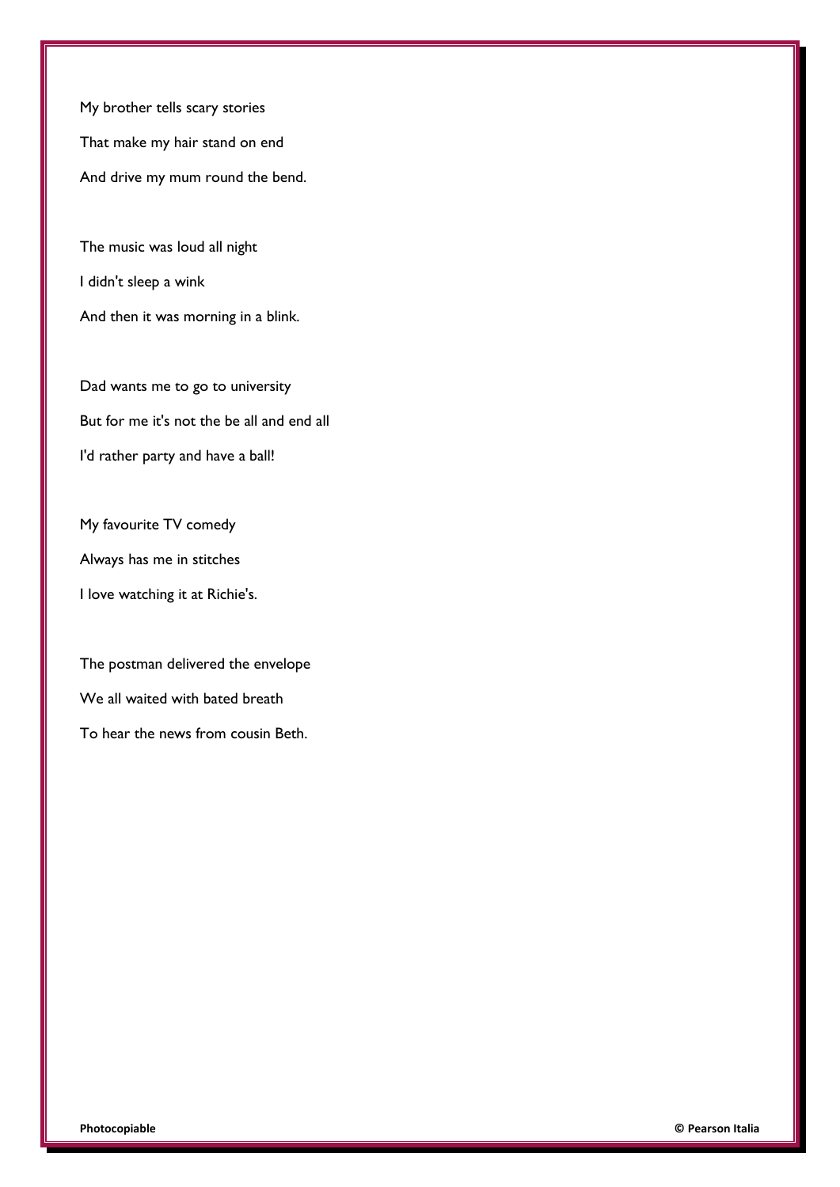My brother tells scary stories

That make my hair stand on end

And drive my mum round the bend.

The music was loud all night

I didn't sleep a wink

And then it was morning in a blink.

Dad wants me to go to university

But for me it's not the be all and end all

I'd rather party and have a ball!

My favourite TV comedy

Always has me in stitches

I love watching it at Richie's.

The postman delivered the envelope

We all waited with bated breath

To hear the news from cousin Beth.

**Photocopiable** **© Pearson Italia**